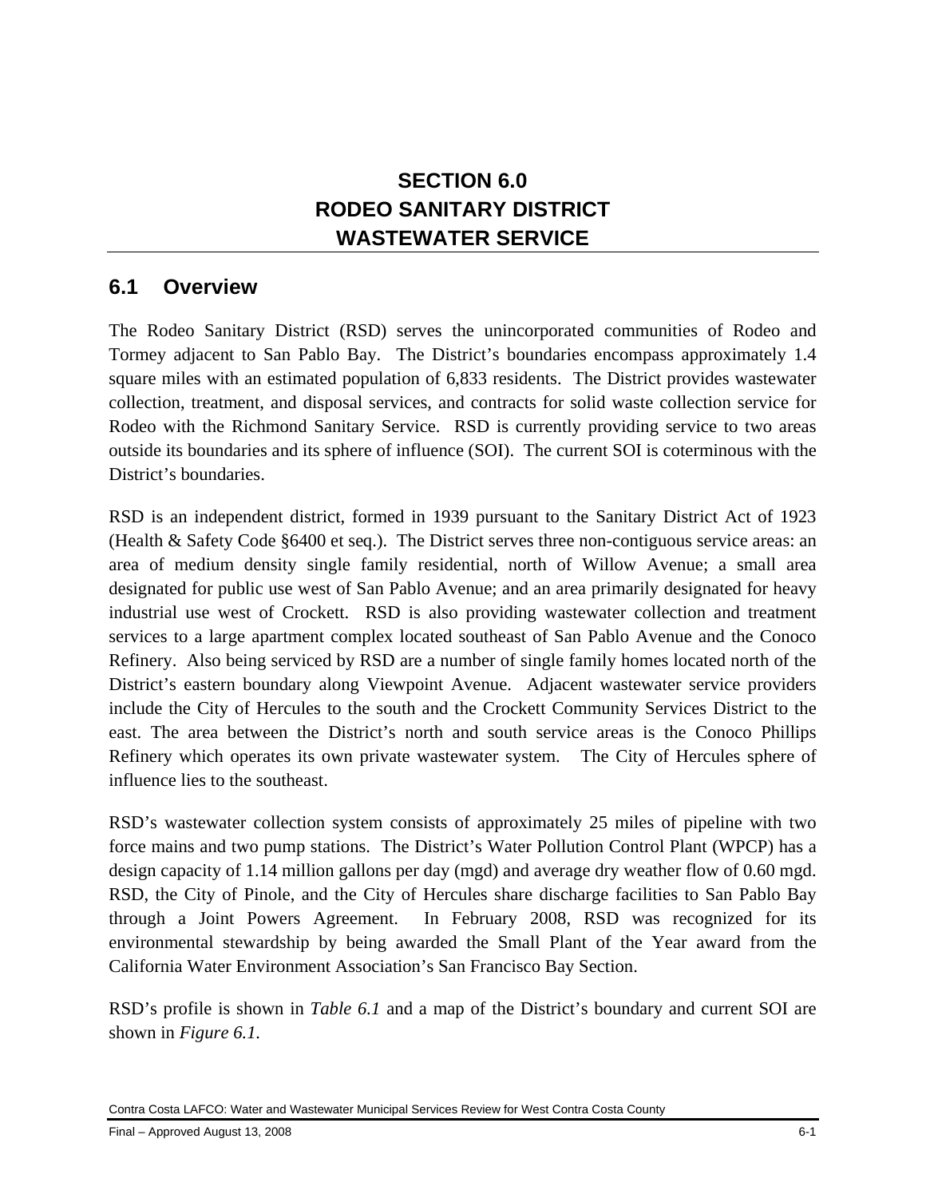# SECTION 6.0
# RODEO SANITARY DISTRICT
# WASTEWATER SERVICE

## 6.1 Overview

The Rodeo Sanitary District (RSD) serves the unincorporated communities of Rodeo and Tormey adjacent to San Pablo Bay. The District's boundaries encompass approximately 1.4 square miles with an estimated population of 6,833 residents. The District provides wastewater collection, treatment, and disposal services, and contracts for solid waste collection service for Rodeo with the Richmond Sanitary Service. RSD is currently providing service to two areas outside its boundaries and its sphere of influence (SOI). The current SOI is coterminous with the District's boundaries.

RSD is an independent district, formed in 1939 pursuant to the Sanitary District Act of 1923 (Health & Safety Code §6400 et seq.). The District serves three non-contiguous service areas: an area of medium density single family residential, north of Willow Avenue; a small area designated for public use west of San Pablo Avenue; and an area primarily designated for heavy industrial use west of Crockett. RSD is also providing wastewater collection and treatment services to a large apartment complex located southeast of San Pablo Avenue and the Conoco Refinery. Also being serviced by RSD are a number of single family homes located north of the District's eastern boundary along Viewpoint Avenue. Adjacent wastewater service providers include the City of Hercules to the south and the Crockett Community Services District to the east. The area between the District's north and south service areas is the Conoco Phillips Refinery which operates its own private wastewater system. The City of Hercules sphere of influence lies to the southeast.

RSD's wastewater collection system consists of approximately 25 miles of pipeline with two force mains and two pump stations. The District's Water Pollution Control Plant (WPCP) has a design capacity of 1.14 million gallons per day (mgd) and average dry weather flow of 0.60 mgd. RSD, the City of Pinole, and the City of Hercules share discharge facilities to San Pablo Bay through a Joint Powers Agreement. In February 2008, RSD was recognized for its environmental stewardship by being awarded the Small Plant of the Year award from the California Water Environment Association's San Francisco Bay Section.

RSD's profile is shown in *Table 6.1* and a map of the District's boundary and current SOI are shown in *Figure 6.1.*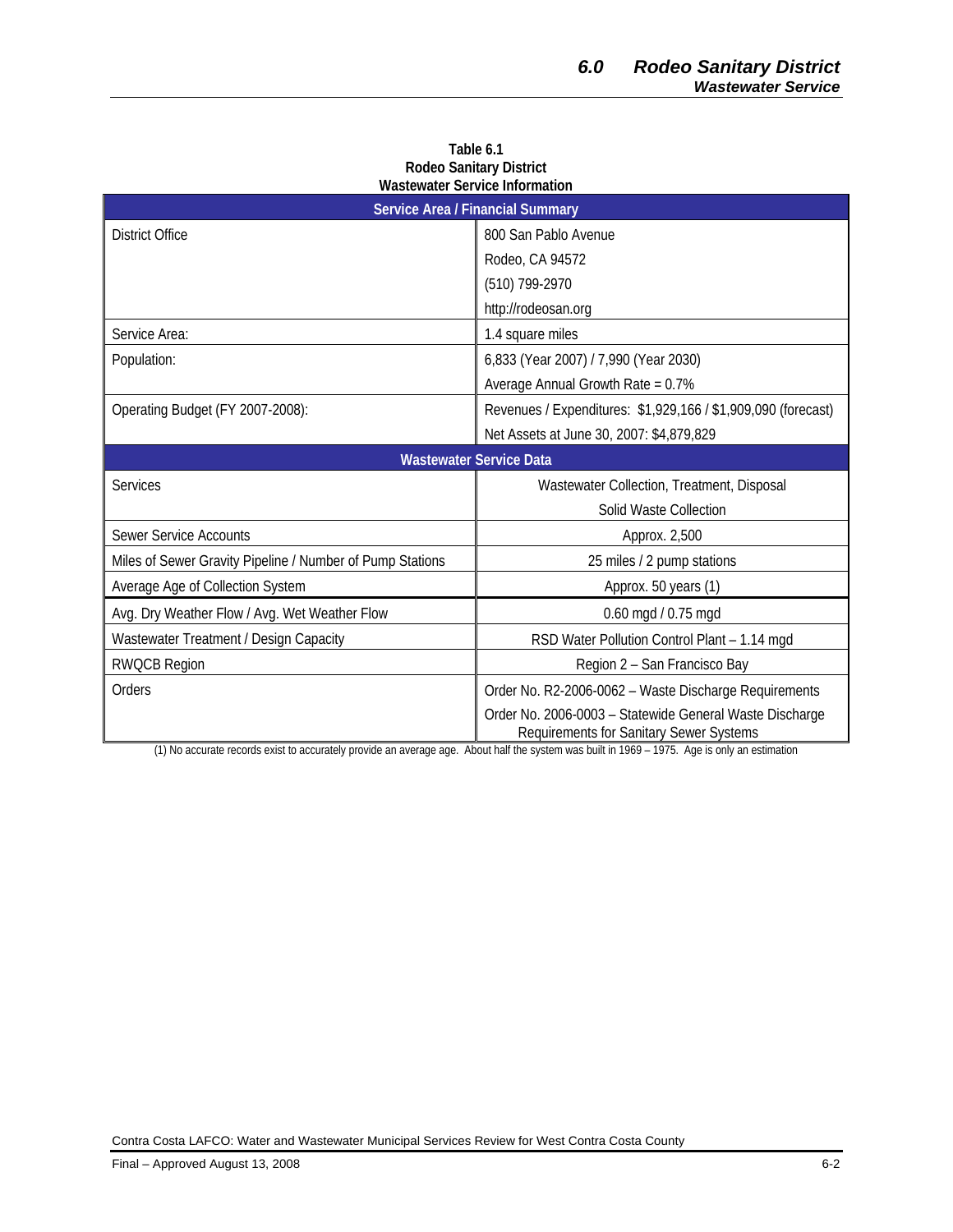**Table 6.1**
**Rodeo Sanitary District**
**Wastewater Service Information**

| Service Area / Financial Summary | |
|---|---|
| District Office | 800 San Pablo Avenue<br>Rodeo, CA 94572<br>(510) 799-2970<br>http://rodeosan.org |
| Service Area: | 1.4 square miles |
| Population: | 6,833 (Year 2007) / 7,990 (Year 2030)<br>Average Annual Growth Rate = 0.7% |
| Operating Budget (FY 2007-2008): | Revenues / Expenditures: $1,929,166 / $1,909,090 (forecast)<br>Net Assets at June 30, 2007: $4,879,829 |
| **Wastewater Service Data** | |
| Services | Wastewater Collection, Treatment, Disposal<br>Solid Waste Collection |
| Sewer Service Accounts | Approx. 2,500 |
| Miles of Sewer Gravity Pipeline / Number of Pump Stations | 25 miles / 2 pump stations |
| Average Age of Collection System | Approx. 50 years (1) |
| Avg. Dry Weather Flow / Avg. Wet Weather Flow | 0.60 mgd / 0.75 mgd |
| Wastewater Treatment / Design Capacity | RSD Water Pollution Control Plant – 1.14 mgd |
| RWQCB Region | Region 2 – San Francisco Bay |
| Orders | Order No. R2-2006-0062 – Waste Discharge Requirements<br>Order No. 2006-0003 – Statewide General Waste Discharge Requirements for Sanitary Sewer Systems |

(1) No accurate records exist to accurately provide an average age. About half the system was built in 1969 – 1975. Age is only an estimation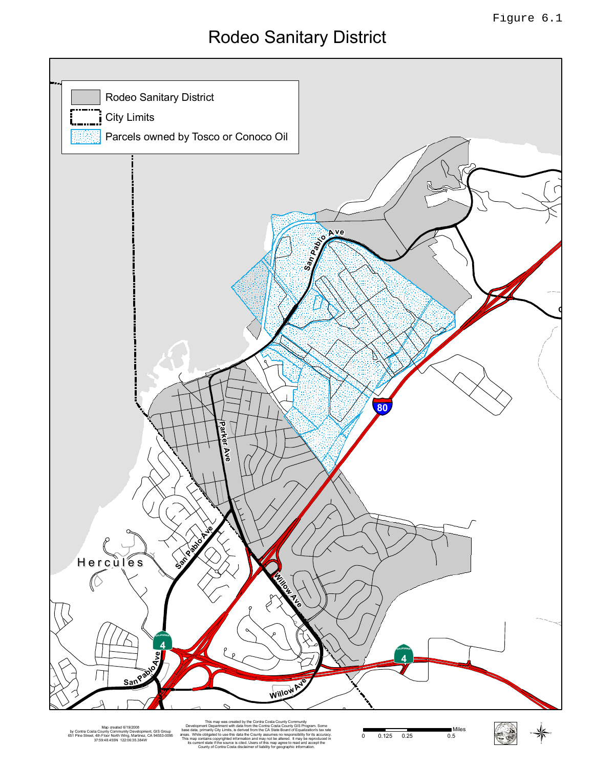Figure 6.1

# Rodeo Sanitary District

Rodeo Sanitary District

City Limits

Parcels owned by Tosco or Conoco Oil

San Pablo Ave

Parker Ave

San Pablo Ave

Hercules

Willow Ave

San Pablo Ave

Willow Ave

80

4

4

Map created 6/19/2008
by Contra Costa County Community Development, GIS Group
651 Pine Street, 4th Floor North Wing, Martinez, CA 94553-0095
37:59:48.455N 122:06:35.384W

This map was created by the Contra Costa County Community Development Department with data from the Contra Costa County GIS Program. Some base data, primarily City Limits, is derived from the CA State Board of Equalization's tax rate areas. While obligated to use this data the County assumes no responsibility for its accuracy. This map contains copyrighted information and may not be altered. It may be reproduced in its current state if the source is cited. Users of this map agree to read and accept the County of Contra Costa disclaimer of liability for geographic information.

0 0.125 0.25 0.5 Miles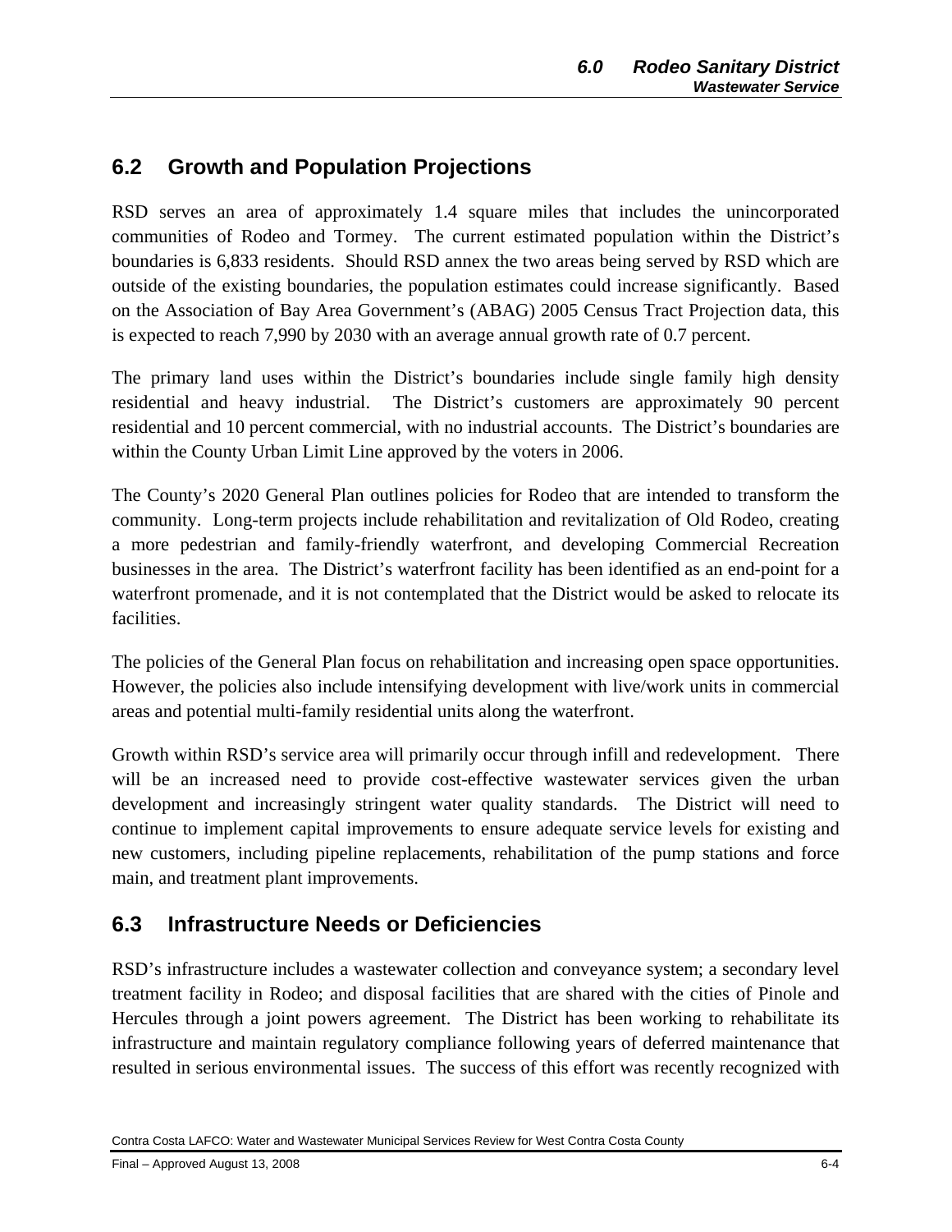## 6.2 Growth and Population Projections

RSD serves an area of approximately 1.4 square miles that includes the unincorporated communities of Rodeo and Tormey. The current estimated population within the District's boundaries is 6,833 residents. Should RSD annex the two areas being served by RSD which are outside of the existing boundaries, the population estimates could increase significantly. Based on the Association of Bay Area Government's (ABAG) 2005 Census Tract Projection data, this is expected to reach 7,990 by 2030 with an average annual growth rate of 0.7 percent.

The primary land uses within the District's boundaries include single family high density residential and heavy industrial. The District's customers are approximately 90 percent residential and 10 percent commercial, with no industrial accounts. The District's boundaries are within the County Urban Limit Line approved by the voters in 2006.

The County's 2020 General Plan outlines policies for Rodeo that are intended to transform the community. Long-term projects include rehabilitation and revitalization of Old Rodeo, creating a more pedestrian and family-friendly waterfront, and developing Commercial Recreation businesses in the area. The District's waterfront facility has been identified as an end-point for a waterfront promenade, and it is not contemplated that the District would be asked to relocate its facilities.

The policies of the General Plan focus on rehabilitation and increasing open space opportunities. However, the policies also include intensifying development with live/work units in commercial areas and potential multi-family residential units along the waterfront.

Growth within RSD's service area will primarily occur through infill and redevelopment. There will be an increased need to provide cost-effective wastewater services given the urban development and increasingly stringent water quality standards. The District will need to continue to implement capital improvements to ensure adequate service levels for existing and new customers, including pipeline replacements, rehabilitation of the pump stations and force main, and treatment plant improvements.

## 6.3 Infrastructure Needs or Deficiencies

RSD's infrastructure includes a wastewater collection and conveyance system; a secondary level treatment facility in Rodeo; and disposal facilities that are shared with the cities of Pinole and Hercules through a joint powers agreement. The District has been working to rehabilitate its infrastructure and maintain regulatory compliance following years of deferred maintenance that resulted in serious environmental issues. The success of this effort was recently recognized with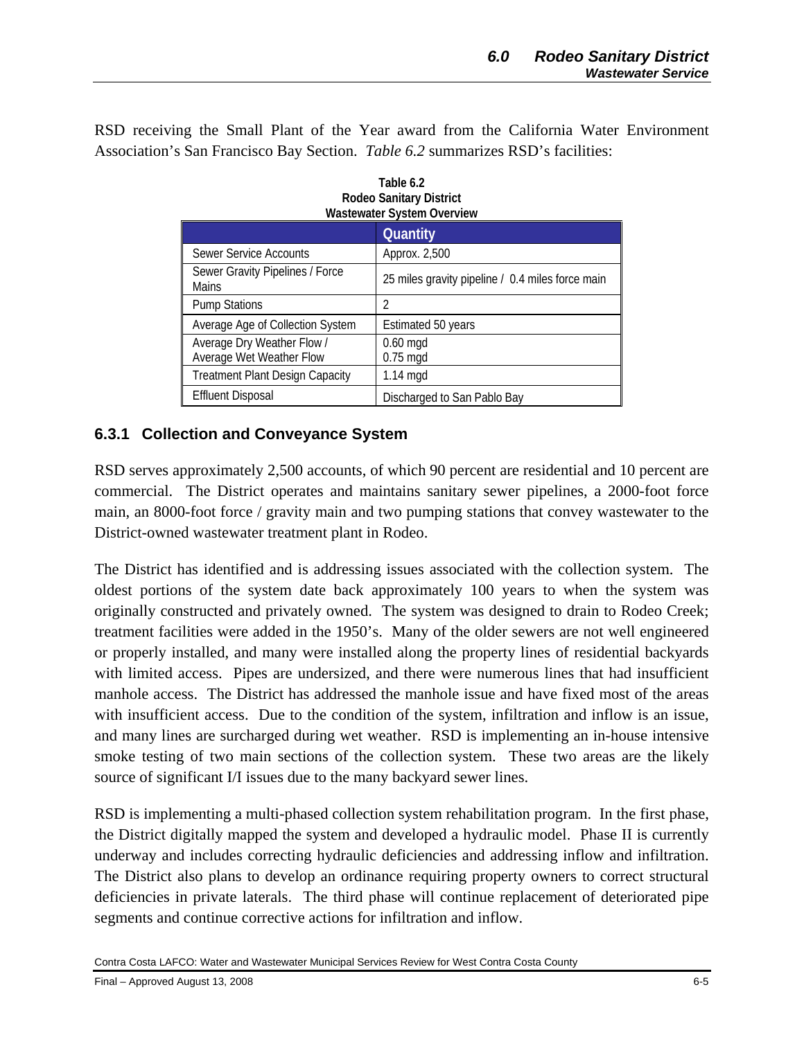RSD receiving the Small Plant of the Year award from the California Water Environment Association's San Francisco Bay Section. *Table 6.2* summarizes RSD's facilities:

**Table 6.2**
**Rodeo Sanitary District**
**Wastewater System Overview**

| | Quantity |
|---|---|
| Sewer Service Accounts | Approx. 2,500 |
| Sewer Gravity Pipelines / Force Mains | 25 miles gravity pipeline / 0.4 miles force main |
| Pump Stations | 2 |
| Average Age of Collection System | Estimated 50 years |
| Average Dry Weather Flow / Average Wet Weather Flow | 0.60 mgd<br>0.75 mgd |
| Treatment Plant Design Capacity | 1.14 mgd |
| Effluent Disposal | Discharged to San Pablo Bay |

### 6.3.1 Collection and Conveyance System

RSD serves approximately 2,500 accounts, of which 90 percent are residential and 10 percent are commercial. The District operates and maintains sanitary sewer pipelines, a 2000-foot force main, an 8000-foot force / gravity main and two pumping stations that convey wastewater to the District-owned wastewater treatment plant in Rodeo.

The District has identified and is addressing issues associated with the collection system. The oldest portions of the system date back approximately 100 years to when the system was originally constructed and privately owned. The system was designed to drain to Rodeo Creek; treatment facilities were added in the 1950's. Many of the older sewers are not well engineered or properly installed, and many were installed along the property lines of residential backyards with limited access. Pipes are undersized, and there were numerous lines that had insufficient manhole access. The District has addressed the manhole issue and have fixed most of the areas with insufficient access. Due to the condition of the system, infiltration and inflow is an issue, and many lines are surcharged during wet weather. RSD is implementing an in-house intensive smoke testing of two main sections of the collection system. These two areas are the likely source of significant I/I issues due to the many backyard sewer lines.

RSD is implementing a multi-phased collection system rehabilitation program. In the first phase, the District digitally mapped the system and developed a hydraulic model. Phase II is currently underway and includes correcting hydraulic deficiencies and addressing inflow and infiltration. The District also plans to develop an ordinance requiring property owners to correct structural deficiencies in private laterals. The third phase will continue replacement of deteriorated pipe segments and continue corrective actions for infiltration and inflow.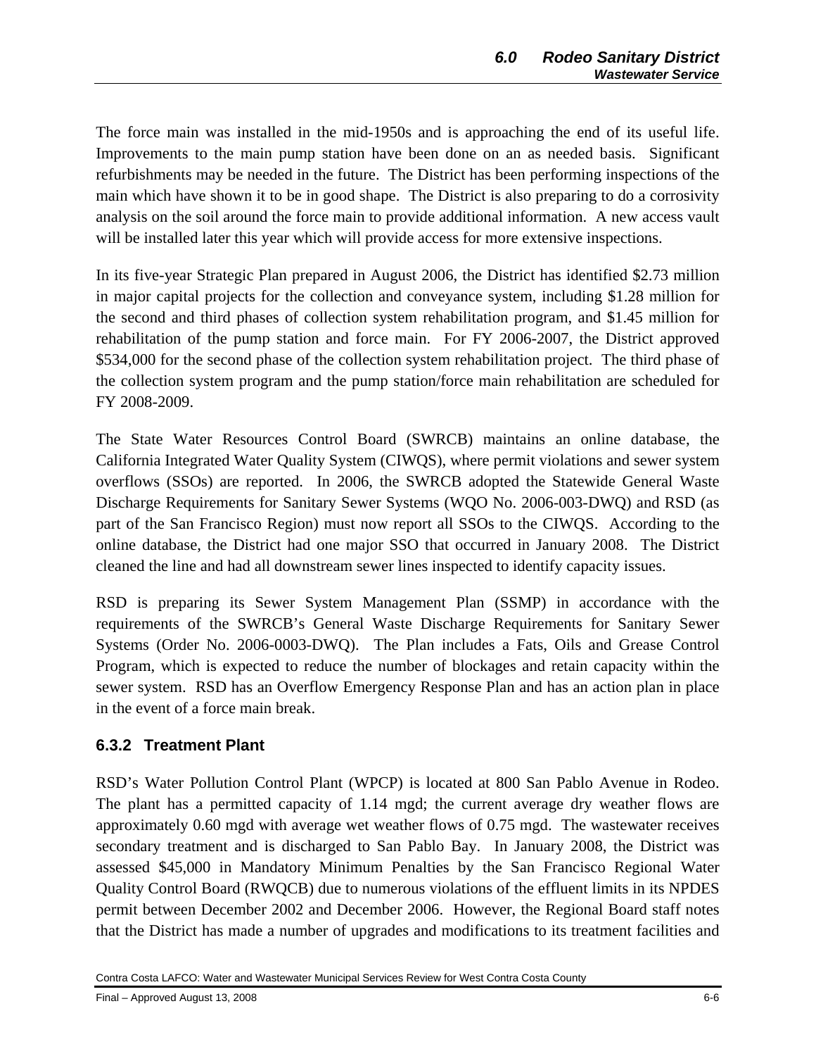The force main was installed in the mid-1950s and is approaching the end of its useful life. Improvements to the main pump station have been done on an as needed basis. Significant refurbishments may be needed in the future. The District has been performing inspections of the main which have shown it to be in good shape. The District is also preparing to do a corrosivity analysis on the soil around the force main to provide additional information. A new access vault will be installed later this year which will provide access for more extensive inspections.

In its five-year Strategic Plan prepared in August 2006, the District has identified $2.73 million in major capital projects for the collection and conveyance system, including $1.28 million for the second and third phases of collection system rehabilitation program, and $1.45 million for rehabilitation of the pump station and force main. For FY 2006-2007, the District approved $534,000 for the second phase of the collection system rehabilitation project. The third phase of the collection system program and the pump station/force main rehabilitation are scheduled for FY 2008-2009.

The State Water Resources Control Board (SWRCB) maintains an online database, the California Integrated Water Quality System (CIWQS), where permit violations and sewer system overflows (SSOs) are reported. In 2006, the SWRCB adopted the Statewide General Waste Discharge Requirements for Sanitary Sewer Systems (WQO No. 2006-003-DWQ) and RSD (as part of the San Francisco Region) must now report all SSOs to the CIWQS. According to the online database, the District had one major SSO that occurred in January 2008. The District cleaned the line and had all downstream sewer lines inspected to identify capacity issues.

RSD is preparing its Sewer System Management Plan (SSMP) in accordance with the requirements of the SWRCB's General Waste Discharge Requirements for Sanitary Sewer Systems (Order No. 2006-0003-DWQ). The Plan includes a Fats, Oils and Grease Control Program, which is expected to reduce the number of blockages and retain capacity within the sewer system. RSD has an Overflow Emergency Response Plan and has an action plan in place in the event of a force main break.

### 6.3.2 Treatment Plant

RSD's Water Pollution Control Plant (WPCP) is located at 800 San Pablo Avenue in Rodeo. The plant has a permitted capacity of 1.14 mgd; the current average dry weather flows are approximately 0.60 mgd with average wet weather flows of 0.75 mgd. The wastewater receives secondary treatment and is discharged to San Pablo Bay. In January 2008, the District was assessed $45,000 in Mandatory Minimum Penalties by the San Francisco Regional Water Quality Control Board (RWQCB) due to numerous violations of the effluent limits in its NPDES permit between December 2002 and December 2006. However, the Regional Board staff notes that the District has made a number of upgrades and modifications to its treatment facilities and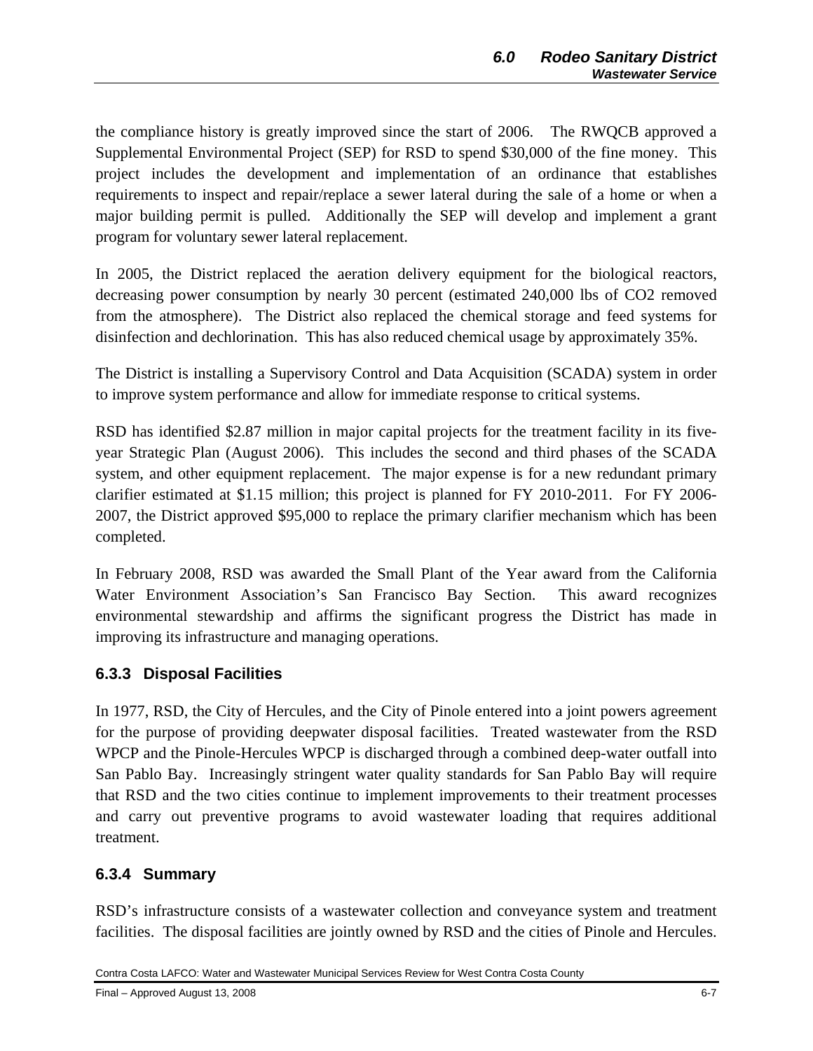the compliance history is greatly improved since the start of 2006. The RWQCB approved a Supplemental Environmental Project (SEP) for RSD to spend $30,000 of the fine money. This project includes the development and implementation of an ordinance that establishes requirements to inspect and repair/replace a sewer lateral during the sale of a home or when a major building permit is pulled. Additionally the SEP will develop and implement a grant program for voluntary sewer lateral replacement.

In 2005, the District replaced the aeration delivery equipment for the biological reactors, decreasing power consumption by nearly 30 percent (estimated 240,000 lbs of $CO_2$ removed from the atmosphere). The District also replaced the chemical storage and feed systems for disinfection and dechlorination. This has also reduced chemical usage by approximately 35%.

The District is installing a Supervisory Control and Data Acquisition (SCADA) system in order to improve system performance and allow for immediate response to critical systems.

RSD has identified $2.87 million in major capital projects for the treatment facility in its five-year Strategic Plan (August 2006). This includes the second and third phases of the SCADA system, and other equipment replacement. The major expense is for a new redundant primary clarifier estimated at $1.15 million; this project is planned for FY 2010-2011. For FY 2006-2007, the District approved $95,000 to replace the primary clarifier mechanism which has been completed.

In February 2008, RSD was awarded the Small Plant of the Year award from the California Water Environment Association's San Francisco Bay Section. This award recognizes environmental stewardship and affirms the significant progress the District has made in improving its infrastructure and managing operations.

### 6.3.3 Disposal Facilities

In 1977, RSD, the City of Hercules, and the City of Pinole entered into a joint powers agreement for the purpose of providing deepwater disposal facilities. Treated wastewater from the RSD WPCP and the Pinole-Hercules WPCP is discharged through a combined deep-water outfall into San Pablo Bay. Increasingly stringent water quality standards for San Pablo Bay will require that RSD and the two cities continue to implement improvements to their treatment processes and carry out preventive programs to avoid wastewater loading that requires additional treatment.

### 6.3.4 Summary

RSD's infrastructure consists of a wastewater collection and conveyance system and treatment facilities. The disposal facilities are jointly owned by RSD and the cities of Pinole and Hercules.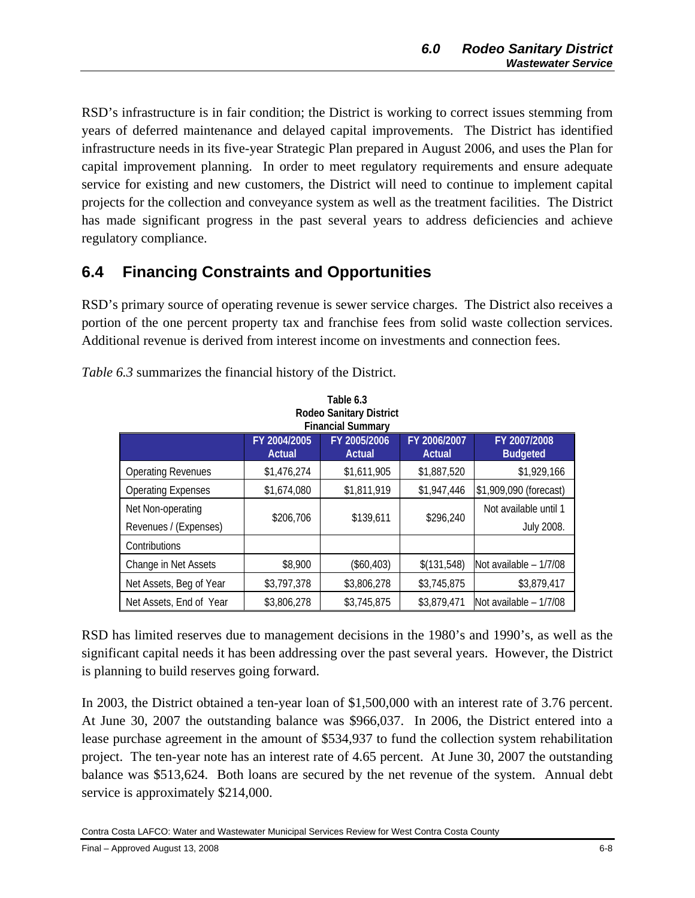RSD's infrastructure is in fair condition; the District is working to correct issues stemming from years of deferred maintenance and delayed capital improvements. The District has identified infrastructure needs in its five-year Strategic Plan prepared in August 2006, and uses the Plan for capital improvement planning. In order to meet regulatory requirements and ensure adequate service for existing and new customers, the District will need to continue to implement capital projects for the collection and conveyance system as well as the treatment facilities. The District has made significant progress in the past several years to address deficiencies and achieve regulatory compliance.

## 6.4 Financing Constraints and Opportunities

RSD's primary source of operating revenue is sewer service charges. The District also receives a portion of the one percent property tax and franchise fees from solid waste collection services. Additional revenue is derived from interest income on investments and connection fees.

*Table 6.3* summarizes the financial history of the District.

**Table 6.3**
**Rodeo Sanitary District**
**Financial Summary**

| | FY 2004/2005 Actual | FY 2005/2006 Actual | FY 2006/2007 Actual | FY 2007/2008 Budgeted |
|---|---|---|---|---|
| Operating Revenues | $1,476,274 | $1,611,905 | $1,887,520 | $1,929,166 |
| Operating Expenses | $1,674,080 | $1,811,919 | $1,947,446 | $1,909,090 (forecast) |
| Net Non-operating Revenues / (Expenses) | $206,706 | $139,611 | $296,240 | Not available until 1 July 2008. |
| Contributions | | | | |
| Change in Net Assets | $8,900 | ($60,403) | $(131,548) | Not available – 1/7/08 |
| Net Assets, Beg of Year | $3,797,378 | $3,806,278 | $3,745,875 | $3,879,417 |
| Net Assets, End of Year | $3,806,278 | $3,745,875 | $3,879,471 | Not available – 1/7/08 |

RSD has limited reserves due to management decisions in the 1980's and 1990's, as well as the significant capital needs it has been addressing over the past several years. However, the District is planning to build reserves going forward.

In 2003, the District obtained a ten-year loan of $1,500,000 with an interest rate of 3.76 percent. At June 30, 2007 the outstanding balance was $966,037. In 2006, the District entered into a lease purchase agreement in the amount of $534,937 to fund the collection system rehabilitation project. The ten-year note has an interest rate of 4.65 percent. At June 30, 2007 the outstanding balance was $513,624. Both loans are secured by the net revenue of the system. Annual debt service is approximately $214,000.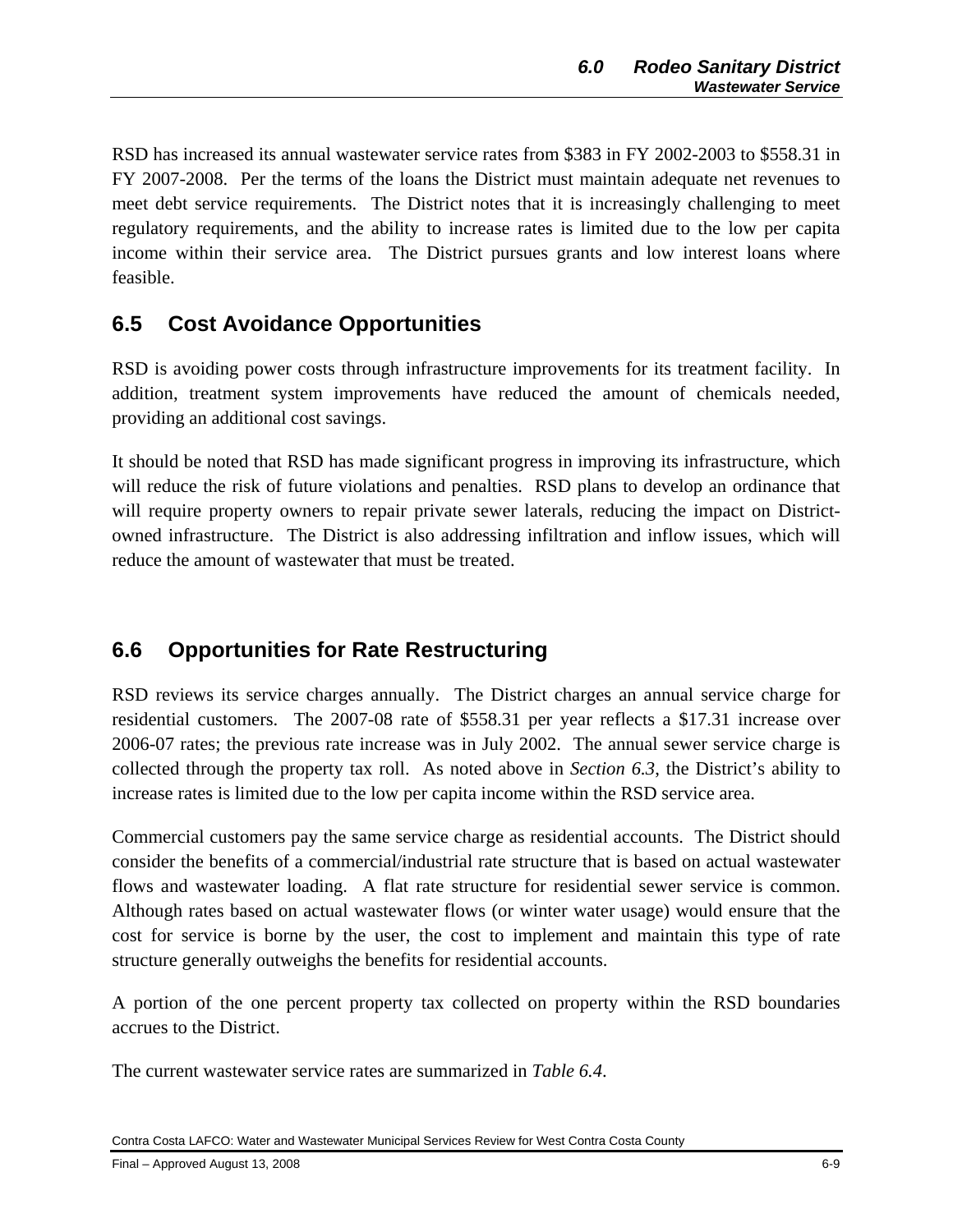RSD has increased its annual wastewater service rates from $383 in FY 2002-2003 to $558.31 in FY 2007-2008. Per the terms of the loans the District must maintain adequate net revenues to meet debt service requirements. The District notes that it is increasingly challenging to meet regulatory requirements, and the ability to increase rates is limited due to the low per capita income within their service area. The District pursues grants and low interest loans where feasible.

## 6.5 Cost Avoidance Opportunities

RSD is avoiding power costs through infrastructure improvements for its treatment facility. In addition, treatment system improvements have reduced the amount of chemicals needed, providing an additional cost savings.

It should be noted that RSD has made significant progress in improving its infrastructure, which will reduce the risk of future violations and penalties. RSD plans to develop an ordinance that will require property owners to repair private sewer laterals, reducing the impact on District-owned infrastructure. The District is also addressing infiltration and inflow issues, which will reduce the amount of wastewater that must be treated.

## 6.6 Opportunities for Rate Restructuring

RSD reviews its service charges annually. The District charges an annual service charge for residential customers. The 2007-08 rate of $558.31 per year reflects a $17.31 increase over 2006-07 rates; the previous rate increase was in July 2002. The annual sewer service charge is collected through the property tax roll. As noted above in *Section 6.3*, the District's ability to increase rates is limited due to the low per capita income within the RSD service area.

Commercial customers pay the same service charge as residential accounts. The District should consider the benefits of a commercial/industrial rate structure that is based on actual wastewater flows and wastewater loading. A flat rate structure for residential sewer service is common. Although rates based on actual wastewater flows (or winter water usage) would ensure that the cost for service is borne by the user, the cost to implement and maintain this type of rate structure generally outweighs the benefits for residential accounts.

A portion of the one percent property tax collected on property within the RSD boundaries accrues to the District.

The current wastewater service rates are summarized in *Table 6.4*.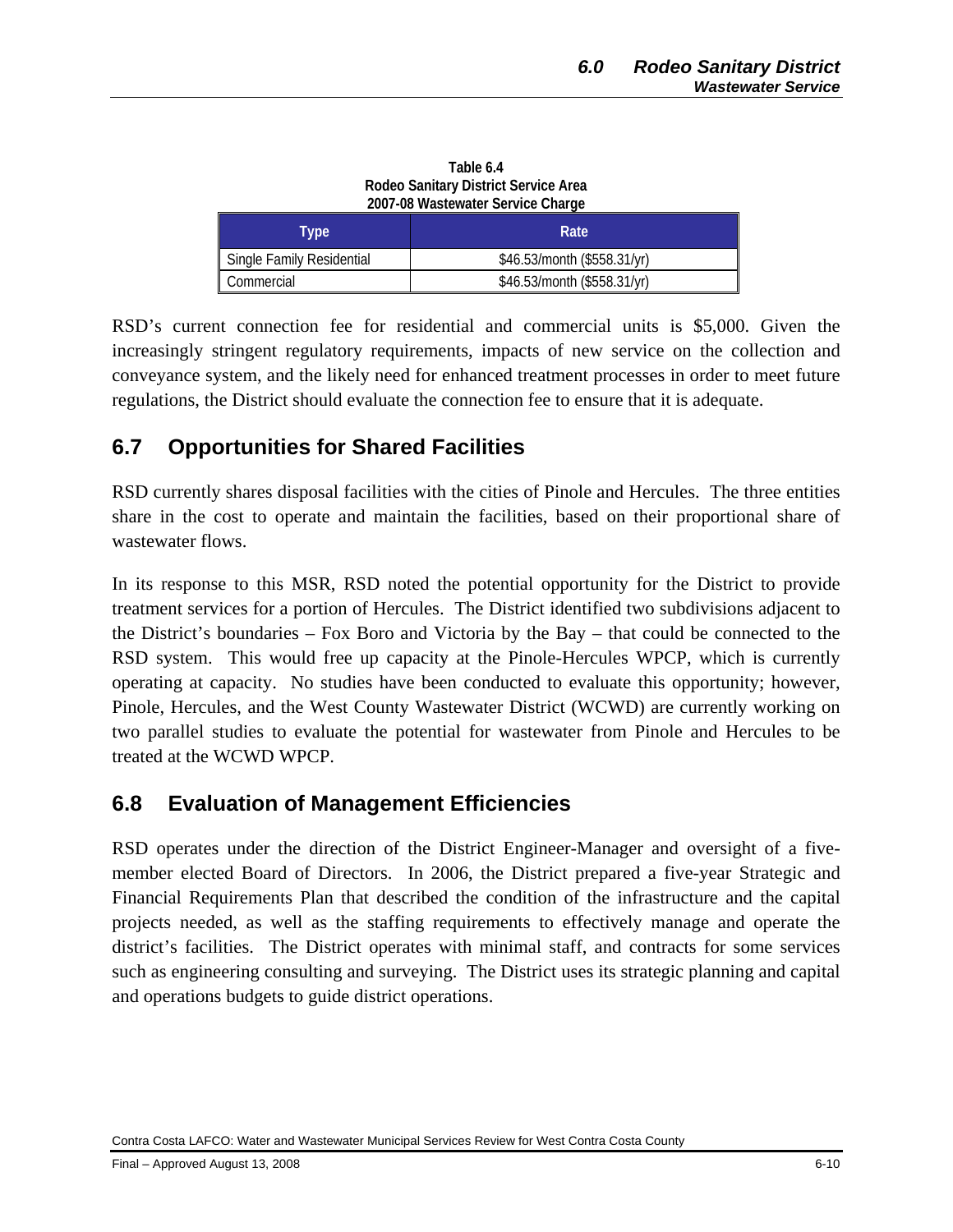**Table 6.4**
**Rodeo Sanitary District Service Area**
**2007-08 Wastewater Service Charge**

| Type | Rate |
|---|---|
| Single Family Residential | $46.53/month ($558.31/yr) |
| Commercial | $46.53/month ($558.31/yr) |

RSD's current connection fee for residential and commercial units is $5,000. Given the increasingly stringent regulatory requirements, impacts of new service on the collection and conveyance system, and the likely need for enhanced treatment processes in order to meet future regulations, the District should evaluate the connection fee to ensure that it is adequate.

## 6.7 Opportunities for Shared Facilities

RSD currently shares disposal facilities with the cities of Pinole and Hercules. The three entities share in the cost to operate and maintain the facilities, based on their proportional share of wastewater flows.

In its response to this MSR, RSD noted the potential opportunity for the District to provide treatment services for a portion of Hercules. The District identified two subdivisions adjacent to the District's boundaries – Fox Boro and Victoria by the Bay – that could be connected to the RSD system. This would free up capacity at the Pinole-Hercules WPCP, which is currently operating at capacity. No studies have been conducted to evaluate this opportunity; however, Pinole, Hercules, and the West County Wastewater District (WCWD) are currently working on two parallel studies to evaluate the potential for wastewater from Pinole and Hercules to be treated at the WCWD WPCP.

## 6.8 Evaluation of Management Efficiencies

RSD operates under the direction of the District Engineer-Manager and oversight of a five-member elected Board of Directors. In 2006, the District prepared a five-year Strategic and Financial Requirements Plan that described the condition of the infrastructure and the capital projects needed, as well as the staffing requirements to effectively manage and operate the district's facilities. The District operates with minimal staff, and contracts for some services such as engineering consulting and surveying. The District uses its strategic planning and capital and operations budgets to guide district operations.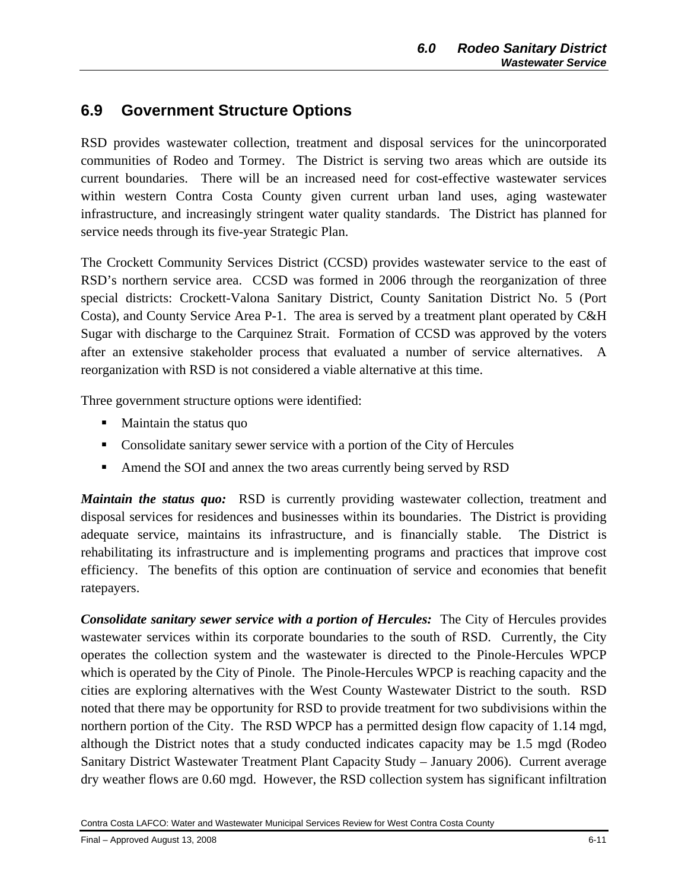## 6.9 Government Structure Options

RSD provides wastewater collection, treatment and disposal services for the unincorporated communities of Rodeo and Tormey. The District is serving two areas which are outside its current boundaries. There will be an increased need for cost-effective wastewater services within western Contra Costa County given current urban land uses, aging wastewater infrastructure, and increasingly stringent water quality standards. The District has planned for service needs through its five-year Strategic Plan.

The Crockett Community Services District (CCSD) provides wastewater service to the east of RSD's northern service area. CCSD was formed in 2006 through the reorganization of three special districts: Crockett-Valona Sanitary District, County Sanitation District No. 5 (Port Costa), and County Service Area P-1. The area is served by a treatment plant operated by C&H Sugar with discharge to the Carquinez Strait. Formation of CCSD was approved by the voters after an extensive stakeholder process that evaluated a number of service alternatives. A reorganization with RSD is not considered a viable alternative at this time.

Three government structure options were identified:

- Maintain the status quo
- Consolidate sanitary sewer service with a portion of the City of Hercules
- Amend the SOI and annex the two areas currently being served by RSD

***Maintain the status quo:*** RSD is currently providing wastewater collection, treatment and disposal services for residences and businesses within its boundaries. The District is providing adequate service, maintains its infrastructure, and is financially stable. The District is rehabilitating its infrastructure and is implementing programs and practices that improve cost efficiency. The benefits of this option are continuation of service and economies that benefit ratepayers.

***Consolidate sanitary sewer service with a portion of Hercules:*** The City of Hercules provides wastewater services within its corporate boundaries to the south of RSD. Currently, the City operates the collection system and the wastewater is directed to the Pinole-Hercules WPCP which is operated by the City of Pinole. The Pinole-Hercules WPCP is reaching capacity and the cities are exploring alternatives with the West County Wastewater District to the south. RSD noted that there may be opportunity for RSD to provide treatment for two subdivisions within the northern portion of the City. The RSD WPCP has a permitted design flow capacity of 1.14 mgd, although the District notes that a study conducted indicates capacity may be 1.5 mgd (Rodeo Sanitary District Wastewater Treatment Plant Capacity Study – January 2006). Current average dry weather flows are 0.60 mgd. However, the RSD collection system has significant infiltration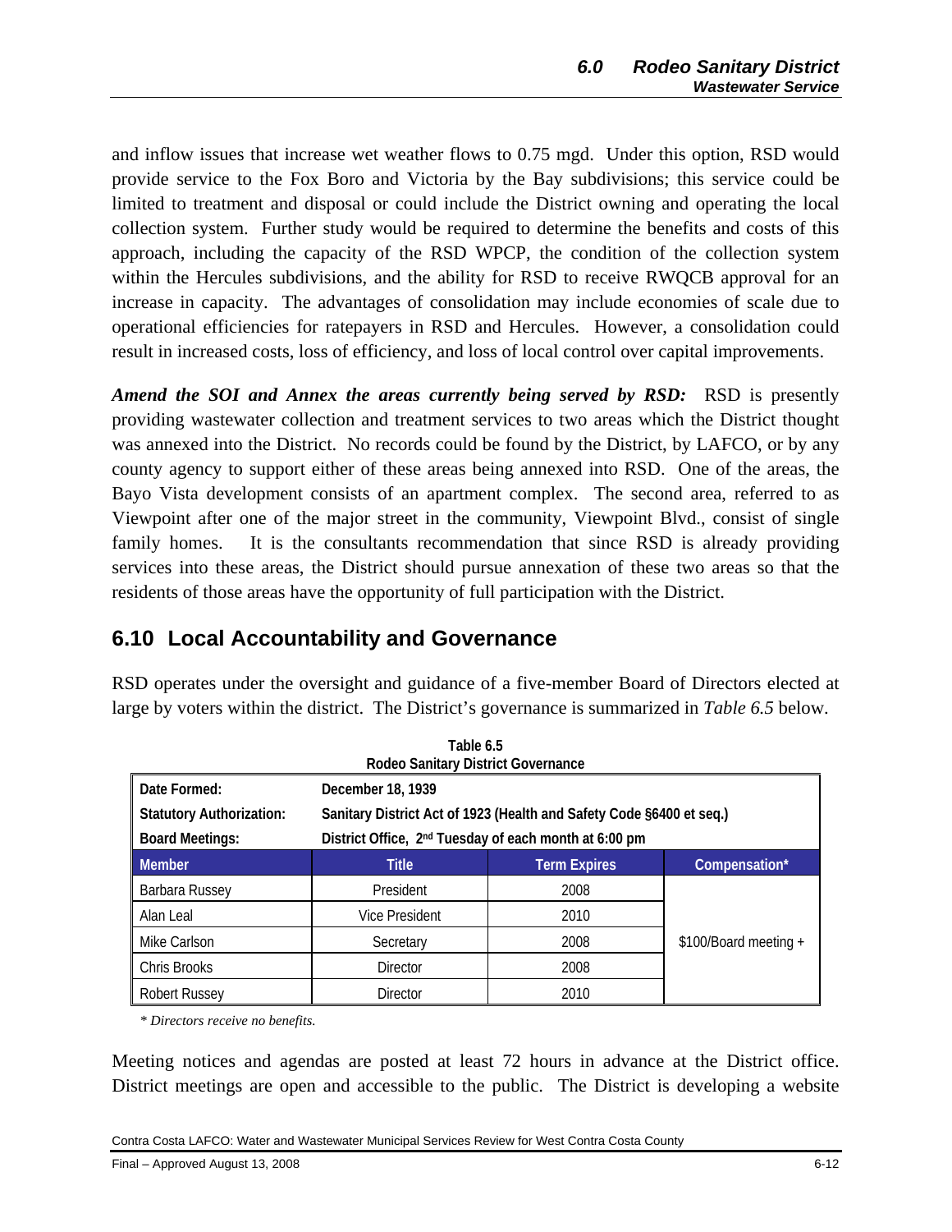and inflow issues that increase wet weather flows to 0.75 mgd. Under this option, RSD would provide service to the Fox Boro and Victoria by the Bay subdivisions; this service could be limited to treatment and disposal or could include the District owning and operating the local collection system. Further study would be required to determine the benefits and costs of this approach, including the capacity of the RSD WPCP, the condition of the collection system within the Hercules subdivisions, and the ability for RSD to receive RWQCB approval for an increase in capacity. The advantages of consolidation may include economies of scale due to operational efficiencies for ratepayers in RSD and Hercules. However, a consolidation could result in increased costs, loss of efficiency, and loss of local control over capital improvements.

***Amend the SOI and Annex the areas currently being served by RSD:*** RSD is presently providing wastewater collection and treatment services to two areas which the District thought was annexed into the District. No records could be found by the District, by LAFCO, or by any county agency to support either of these areas being annexed into RSD. One of the areas, the Bayo Vista development consists of an apartment complex. The second area, referred to as Viewpoint after one of the major street in the community, Viewpoint Blvd., consist of single family homes. It is the consultants recommendation that since RSD is already providing services into these areas, the District should pursue annexation of these two areas so that the residents of those areas have the opportunity of full participation with the District.

## 6.10 Local Accountability and Governance

RSD operates under the oversight and guidance of a five-member Board of Directors elected at large by voters within the district. The District's governance is summarized in *Table 6.5* below.

**Table 6.5**
**Rodeo Sanitary District Governance**

| Date Formed: | December 18, 1939 | | |
|---|---|---|---|
| Statutory Authorization: | Sanitary District Act of 1923 (Health and Safety Code §6400 et seq.) | | |
| Board Meetings: | District Office, 2nd Tuesday of each month at 6:00 pm | | |
| **Member** | **Title** | **Term Expires** | **Compensation*** |
| Barbara Russey | President | 2008 | $100/Board meeting + |
| Alan Leal | Vice President | 2010 | |
| Mike Carlson | Secretary | 2008 | |
| Chris Brooks | Director | 2008 | |
| Robert Russey | Director | 2010 | |

*\* Directors receive no benefits.*

Meeting notices and agendas are posted at least 72 hours in advance at the District office. District meetings are open and accessible to the public. The District is developing a website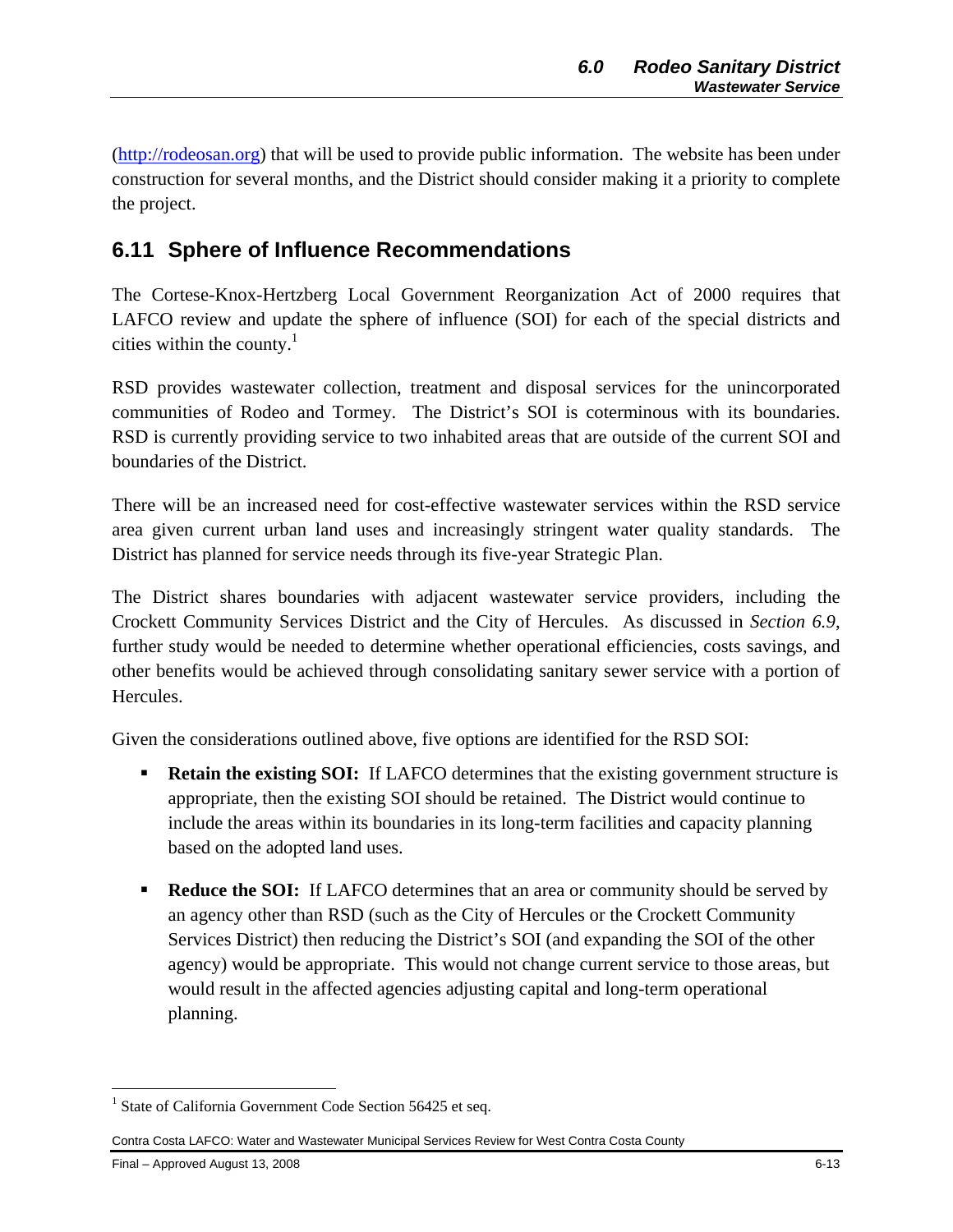(http://rodeosan.org) that will be used to provide public information. The website has been under construction for several months, and the District should consider making it a priority to complete the project.

## 6.11 Sphere of Influence Recommendations

The Cortese-Knox-Hertzberg Local Government Reorganization Act of 2000 requires that LAFCO review and update the sphere of influence (SOI) for each of the special districts and cities within the county.[1]

RSD provides wastewater collection, treatment and disposal services for the unincorporated communities of Rodeo and Tormey. The District's SOI is coterminous with its boundaries. RSD is currently providing service to two inhabited areas that are outside of the current SOI and boundaries of the District.

There will be an increased need for cost-effective wastewater services within the RSD service area given current urban land uses and increasingly stringent water quality standards. The District has planned for service needs through its five-year Strategic Plan.

The District shares boundaries with adjacent wastewater service providers, including the Crockett Community Services District and the City of Hercules. As discussed in *Section 6.9*, further study would be needed to determine whether operational efficiencies, costs savings, and other benefits would be achieved through consolidating sanitary sewer service with a portion of Hercules.

Given the considerations outlined above, five options are identified for the RSD SOI:

- **Retain the existing SOI:** If LAFCO determines that the existing government structure is appropriate, then the existing SOI should be retained. The District would continue to include the areas within its boundaries in its long-term facilities and capacity planning based on the adopted land uses.

- **Reduce the SOI:** If LAFCO determines that an area or community should be served by an agency other than RSD (such as the City of Hercules or the Crockett Community Services District) then reducing the District's SOI (and expanding the SOI of the other agency) would be appropriate. This would not change current service to those areas, but would result in the affected agencies adjusting capital and long-term operational planning.

[1] State of California Government Code Section 56425 et seq.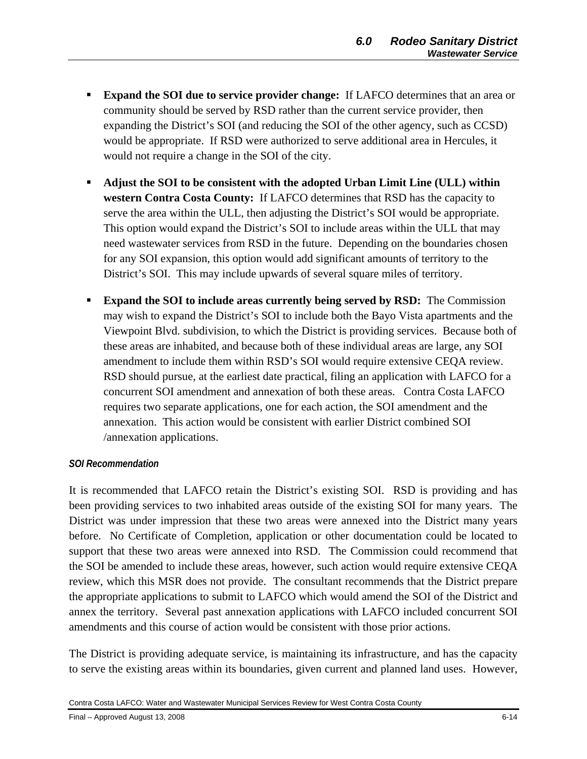- **Expand the SOI due to service provider change:** If LAFCO determines that an area or community should be served by RSD rather than the current service provider, then expanding the District's SOI (and reducing the SOI of the other agency, such as CCSD) would be appropriate. If RSD were authorized to serve additional area in Hercules, it would not require a change in the SOI of the city.

- **Adjust the SOI to be consistent with the adopted Urban Limit Line (ULL) within western Contra Costa County:** If LAFCO determines that RSD has the capacity to serve the area within the ULL, then adjusting the District's SOI would be appropriate. This option would expand the District's SOI to include areas within the ULL that may need wastewater services from RSD in the future. Depending on the boundaries chosen for any SOI expansion, this option would add significant amounts of territory to the District's SOI. This may include upwards of several square miles of territory.

- **Expand the SOI to include areas currently being served by RSD:** The Commission may wish to expand the District's SOI to include both the Bayo Vista apartments and the Viewpoint Blvd. subdivision, to which the District is providing services. Because both of these areas are inhabited, and because both of these individual areas are large, any SOI amendment to include them within RSD's SOI would require extensive CEQA review. RSD should pursue, at the earliest date practical, filing an application with LAFCO for a concurrent SOI amendment and annexation of both these areas. Contra Costa LAFCO requires two separate applications, one for each action, the SOI amendment and the annexation. This action would be consistent with earlier District combined SOI /annexation applications.

#### *SOI Recommendation*

It is recommended that LAFCO retain the District's existing SOI. RSD is providing and has been providing services to two inhabited areas outside of the existing SOI for many years. The District was under impression that these two areas were annexed into the District many years before. No Certificate of Completion, application or other documentation could be located to support that these two areas were annexed into RSD. The Commission could recommend that the SOI be amended to include these areas, however, such action would require extensive CEQA review, which this MSR does not provide. The consultant recommends that the District prepare the appropriate applications to submit to LAFCO which would amend the SOI of the District and annex the territory. Several past annexation applications with LAFCO included concurrent SOI amendments and this course of action would be consistent with those prior actions.

The District is providing adequate service, is maintaining its infrastructure, and has the capacity to serve the existing areas within its boundaries, given current and planned land uses. However,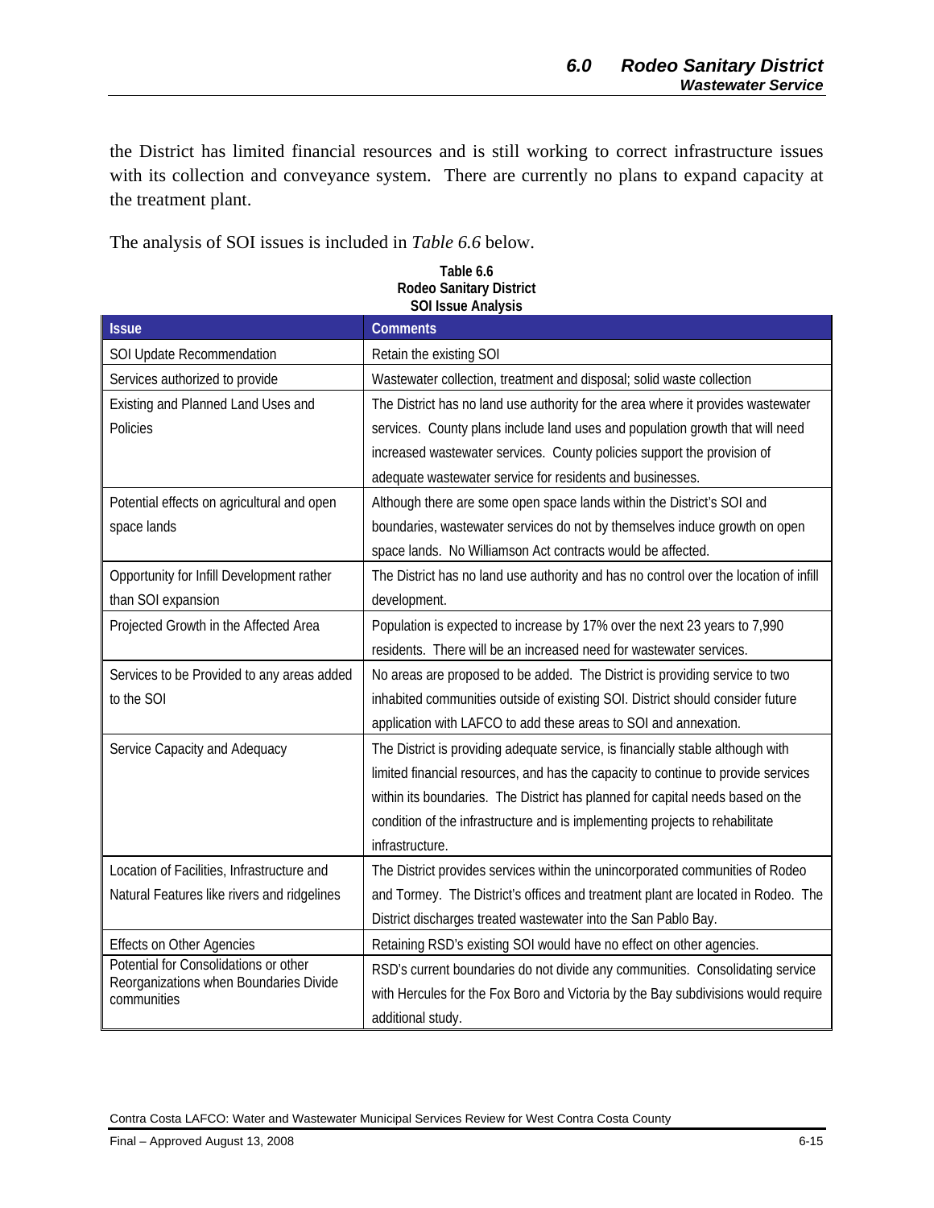the District has limited financial resources and is still working to correct infrastructure issues with its collection and conveyance system. There are currently no plans to expand capacity at the treatment plant.

The analysis of SOI issues is included in *Table 6.6* below.

**Table 6.6**
**Rodeo Sanitary District**
**SOI Issue Analysis**

| Issue | Comments |
|---|---|
| SOI Update Recommendation | Retain the existing SOI |
| Services authorized to provide | Wastewater collection, treatment and disposal; solid waste collection |
| Existing and Planned Land Uses and Policies | The District has no land use authority for the area where it provides wastewater services. County plans include land uses and population growth that will need increased wastewater services. County policies support the provision of adequate wastewater service for residents and businesses. |
| Potential effects on agricultural and open space lands | Although there are some open space lands within the District's SOI and boundaries, wastewater services do not by themselves induce growth on open space lands. No Williamson Act contracts would be affected. |
| Opportunity for Infill Development rather than SOI expansion | The District has no land use authority and has no control over the location of infill development. |
| Projected Growth in the Affected Area | Population is expected to increase by 17% over the next 23 years to 7,990 residents. There will be an increased need for wastewater services. |
| Services to be Provided to any areas added to the SOI | No areas are proposed to be added. The District is providing service to two inhabited communities outside of existing SOI. District should consider future application with LAFCO to add these areas to SOI and annexation. |
| Service Capacity and Adequacy | The District is providing adequate service, is financially stable although with limited financial resources, and has the capacity to continue to provide services within its boundaries. The District has planned for capital needs based on the condition of the infrastructure and is implementing projects to rehabilitate infrastructure. |
| Location of Facilities, Infrastructure and Natural Features like rivers and ridgelines | The District provides services within the unincorporated communities of Rodeo and Tormey. The District's offices and treatment plant are located in Rodeo. The District discharges treated wastewater into the San Pablo Bay. |
| Effects on Other Agencies | Retaining RSD's existing SOI would have no effect on other agencies. |
| Potential for Consolidations or other Reorganizations when Boundaries Divide communities | RSD's current boundaries do not divide any communities. Consolidating service with Hercules for the Fox Boro and Victoria by the Bay subdivisions would require additional study. |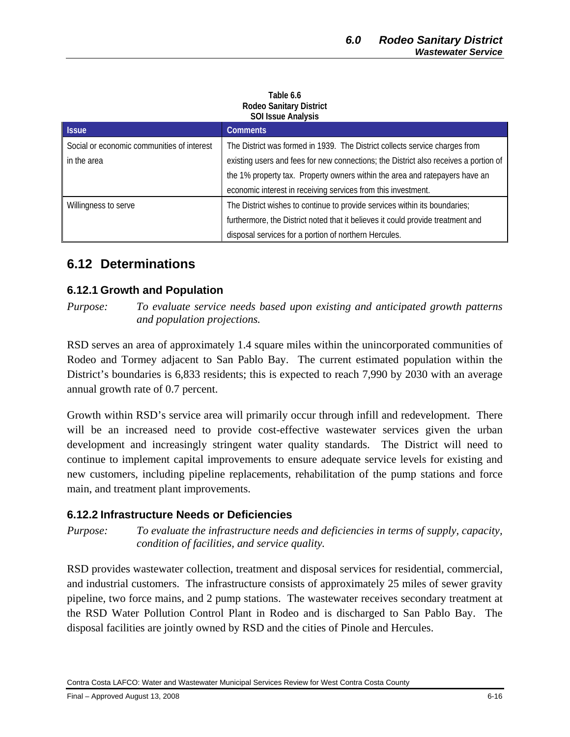**Table 6.6**
**Rodeo Sanitary District**
**SOI Issue Analysis**

| Issue | Comments |
|---|---|
| Social or economic communities of interest in the area | The District was formed in 1939. The District collects service charges from existing users and fees for new connections; the District also receives a portion of the 1% property tax. Property owners within the area and ratepayers have an economic interest in receiving services from this investment. |
| Willingness to serve | The District wishes to continue to provide services within its boundaries; furthermore, the District noted that it believes it could provide treatment and disposal services for a portion of northern Hercules. |

## 6.12 Determinations

### 6.12.1 Growth and Population

*Purpose:* *To evaluate service needs based upon existing and anticipated growth patterns and population projections.*

RSD serves an area of approximately 1.4 square miles within the unincorporated communities of Rodeo and Tormey adjacent to San Pablo Bay. The current estimated population within the District's boundaries is 6,833 residents; this is expected to reach 7,990 by 2030 with an average annual growth rate of 0.7 percent.

Growth within RSD's service area will primarily occur through infill and redevelopment. There will be an increased need to provide cost-effective wastewater services given the urban development and increasingly stringent water quality standards. The District will need to continue to implement capital improvements to ensure adequate service levels for existing and new customers, including pipeline replacements, rehabilitation of the pump stations and force main, and treatment plant improvements.

### 6.12.2 Infrastructure Needs or Deficiencies

*Purpose:* *To evaluate the infrastructure needs and deficiencies in terms of supply, capacity, condition of facilities, and service quality.*

RSD provides wastewater collection, treatment and disposal services for residential, commercial, and industrial customers. The infrastructure consists of approximately 25 miles of sewer gravity pipeline, two force mains, and 2 pump stations. The wastewater receives secondary treatment at the RSD Water Pollution Control Plant in Rodeo and is discharged to San Pablo Bay. The disposal facilities are jointly owned by RSD and the cities of Pinole and Hercules.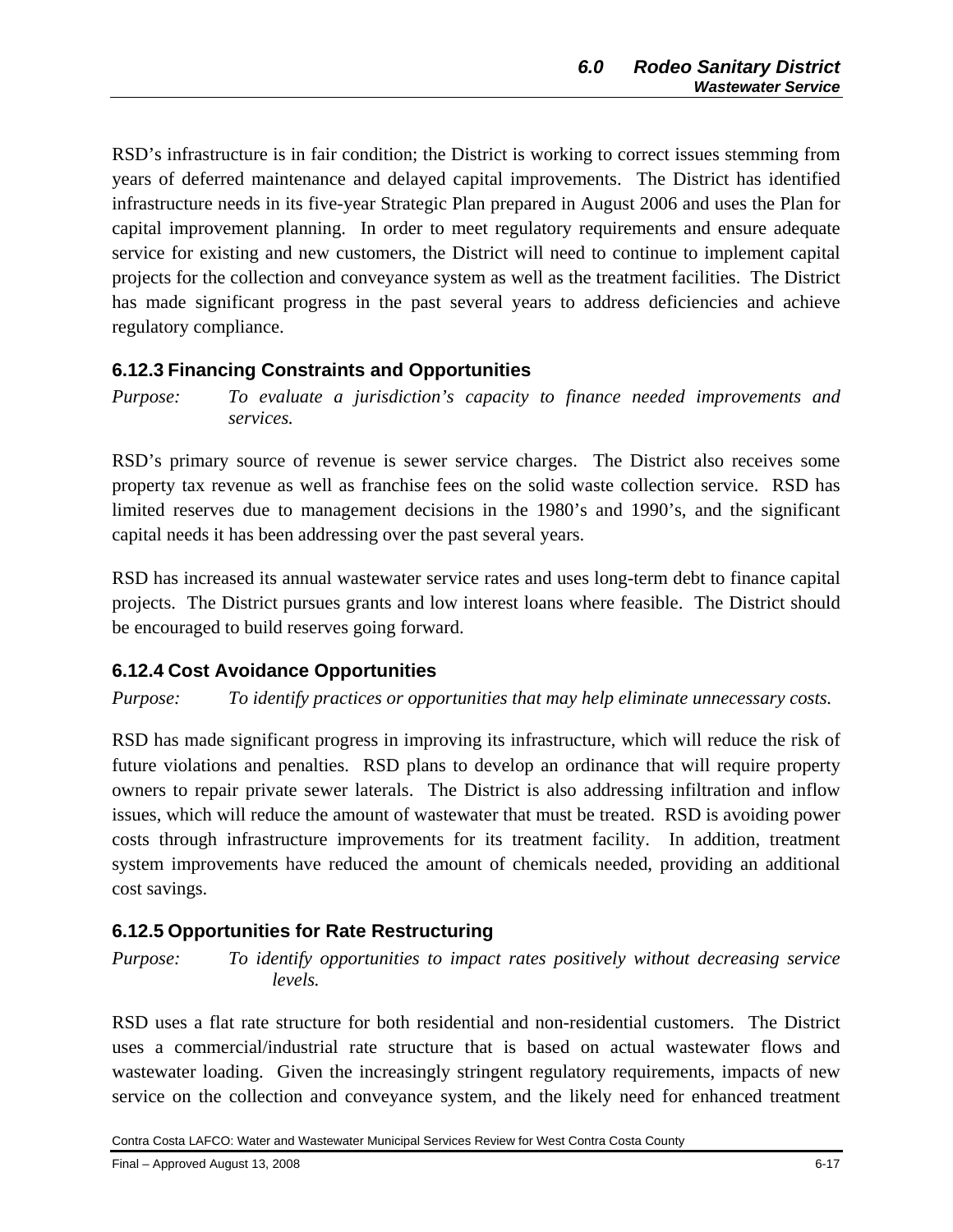RSD's infrastructure is in fair condition; the District is working to correct issues stemming from years of deferred maintenance and delayed capital improvements. The District has identified infrastructure needs in its five-year Strategic Plan prepared in August 2006 and uses the Plan for capital improvement planning. In order to meet regulatory requirements and ensure adequate service for existing and new customers, the District will need to continue to implement capital projects for the collection and conveyance system as well as the treatment facilities. The District has made significant progress in the past several years to address deficiencies and achieve regulatory compliance.

### 6.12.3 Financing Constraints and Opportunities

*Purpose: To evaluate a jurisdiction's capacity to finance needed improvements and services.*

RSD's primary source of revenue is sewer service charges. The District also receives some property tax revenue as well as franchise fees on the solid waste collection service. RSD has limited reserves due to management decisions in the 1980's and 1990's, and the significant capital needs it has been addressing over the past several years.

RSD has increased its annual wastewater service rates and uses long-term debt to finance capital projects. The District pursues grants and low interest loans where feasible. The District should be encouraged to build reserves going forward.

### 6.12.4 Cost Avoidance Opportunities

*Purpose: To identify practices or opportunities that may help eliminate unnecessary costs.*

RSD has made significant progress in improving its infrastructure, which will reduce the risk of future violations and penalties. RSD plans to develop an ordinance that will require property owners to repair private sewer laterals. The District is also addressing infiltration and inflow issues, which will reduce the amount of wastewater that must be treated. RSD is avoiding power costs through infrastructure improvements for its treatment facility. In addition, treatment system improvements have reduced the amount of chemicals needed, providing an additional cost savings.

### 6.12.5 Opportunities for Rate Restructuring

*Purpose: To identify opportunities to impact rates positively without decreasing service levels.*

RSD uses a flat rate structure for both residential and non-residential customers. The District uses a commercial/industrial rate structure that is based on actual wastewater flows and wastewater loading. Given the increasingly stringent regulatory requirements, impacts of new service on the collection and conveyance system, and the likely need for enhanced treatment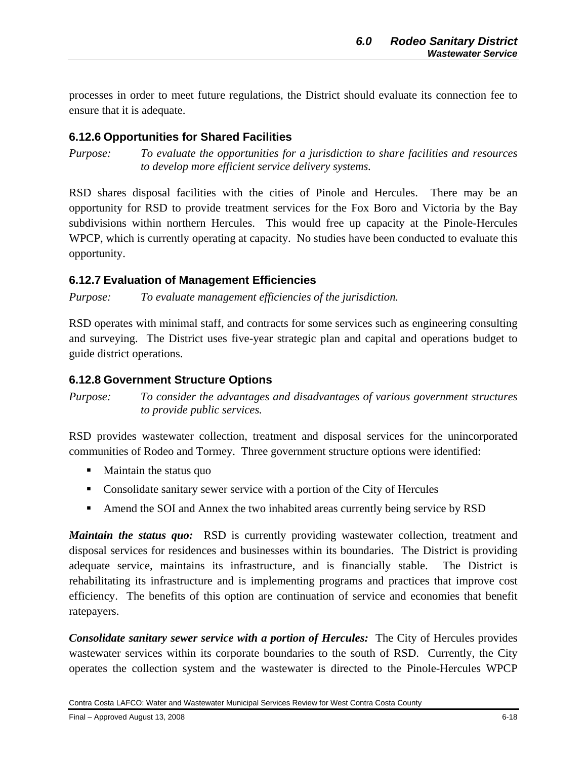processes in order to meet future regulations, the District should evaluate its connection fee to ensure that it is adequate.

### 6.12.6 Opportunities for Shared Facilities

*Purpose: To evaluate the opportunities for a jurisdiction to share facilities and resources to develop more efficient service delivery systems.*

RSD shares disposal facilities with the cities of Pinole and Hercules. There may be an opportunity for RSD to provide treatment services for the Fox Boro and Victoria by the Bay subdivisions within northern Hercules. This would free up capacity at the Pinole-Hercules WPCP, which is currently operating at capacity. No studies have been conducted to evaluate this opportunity.

### 6.12.7 Evaluation of Management Efficiencies

*Purpose: To evaluate management efficiencies of the jurisdiction.*

RSD operates with minimal staff, and contracts for some services such as engineering consulting and surveying. The District uses five-year strategic plan and capital and operations budget to guide district operations.

### 6.12.8 Government Structure Options

*Purpose: To consider the advantages and disadvantages of various government structures to provide public services.*

RSD provides wastewater collection, treatment and disposal services for the unincorporated communities of Rodeo and Tormey. Three government structure options were identified:

- Maintain the status quo
- Consolidate sanitary sewer service with a portion of the City of Hercules
- Amend the SOI and Annex the two inhabited areas currently being service by RSD

***Maintain the status quo:*** RSD is currently providing wastewater collection, treatment and disposal services for residences and businesses within its boundaries. The District is providing adequate service, maintains its infrastructure, and is financially stable. The District is rehabilitating its infrastructure and is implementing programs and practices that improve cost efficiency. The benefits of this option are continuation of service and economies that benefit ratepayers.

***Consolidate sanitary sewer service with a portion of Hercules:*** The City of Hercules provides wastewater services within its corporate boundaries to the south of RSD. Currently, the City operates the collection system and the wastewater is directed to the Pinole-Hercules WPCP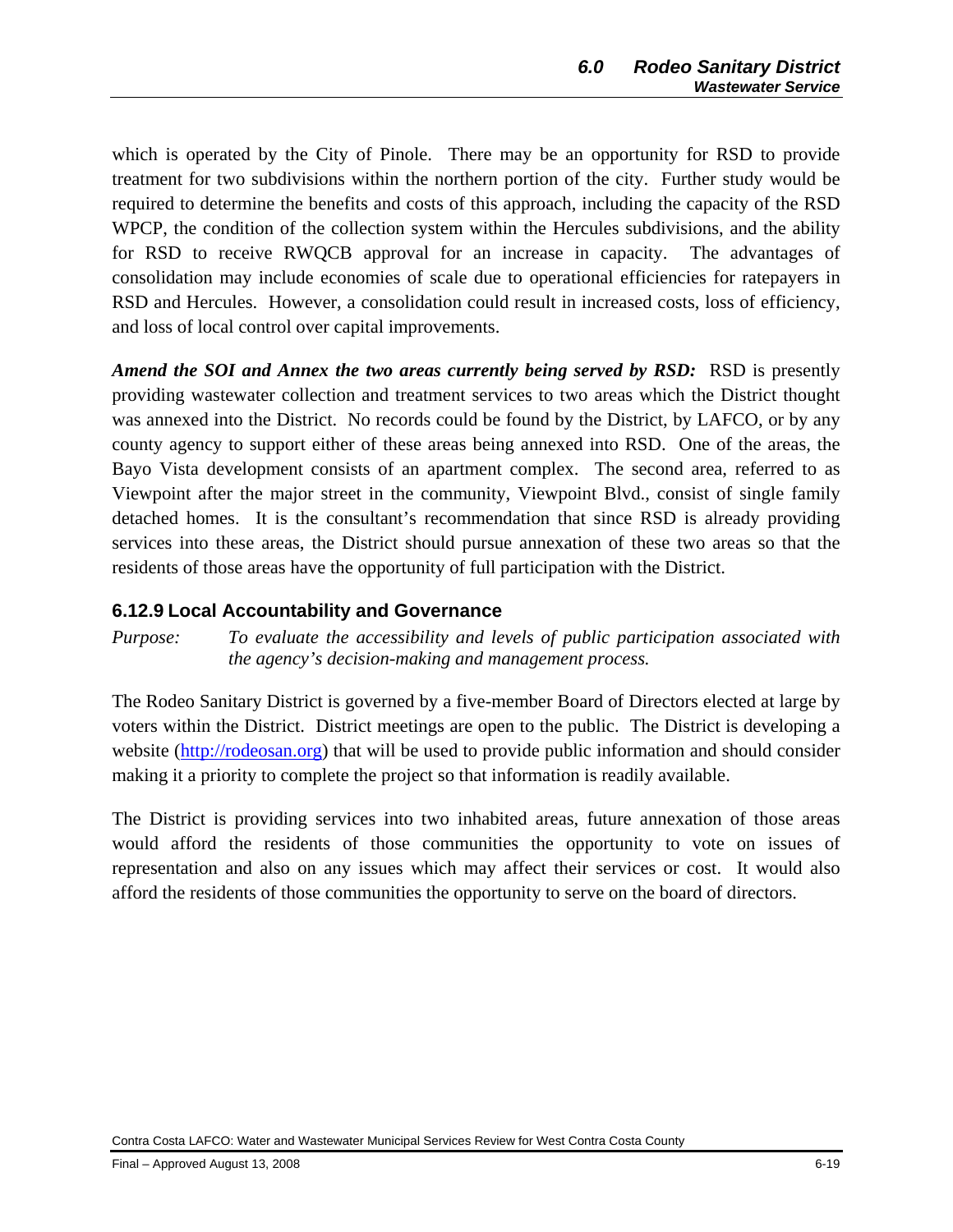which is operated by the City of Pinole. There may be an opportunity for RSD to provide treatment for two subdivisions within the northern portion of the city. Further study would be required to determine the benefits and costs of this approach, including the capacity of the RSD WPCP, the condition of the collection system within the Hercules subdivisions, and the ability for RSD to receive RWQCB approval for an increase in capacity. The advantages of consolidation may include economies of scale due to operational efficiencies for ratepayers in RSD and Hercules. However, a consolidation could result in increased costs, loss of efficiency, and loss of local control over capital improvements.

***Amend the SOI and Annex the two areas currently being served by RSD:*** RSD is presently providing wastewater collection and treatment services to two areas which the District thought was annexed into the District. No records could be found by the District, by LAFCO, or by any county agency to support either of these areas being annexed into RSD. One of the areas, the Bayo Vista development consists of an apartment complex. The second area, referred to as Viewpoint after the major street in the community, Viewpoint Blvd., consist of single family detached homes. It is the consultant's recommendation that since RSD is already providing services into these areas, the District should pursue annexation of these two areas so that the residents of those areas have the opportunity of full participation with the District.

### 6.12.9 Local Accountability and Governance

*Purpose: To evaluate the accessibility and levels of public participation associated with the agency's decision-making and management process.*

The Rodeo Sanitary District is governed by a five-member Board of Directors elected at large by voters within the District. District meetings are open to the public. The District is developing a website (http://rodeosan.org) that will be used to provide public information and should consider making it a priority to complete the project so that information is readily available.

The District is providing services into two inhabited areas, future annexation of those areas would afford the residents of those communities the opportunity to vote on issues of representation and also on any issues which may affect their services or cost. It would also afford the residents of those communities the opportunity to serve on the board of directors.